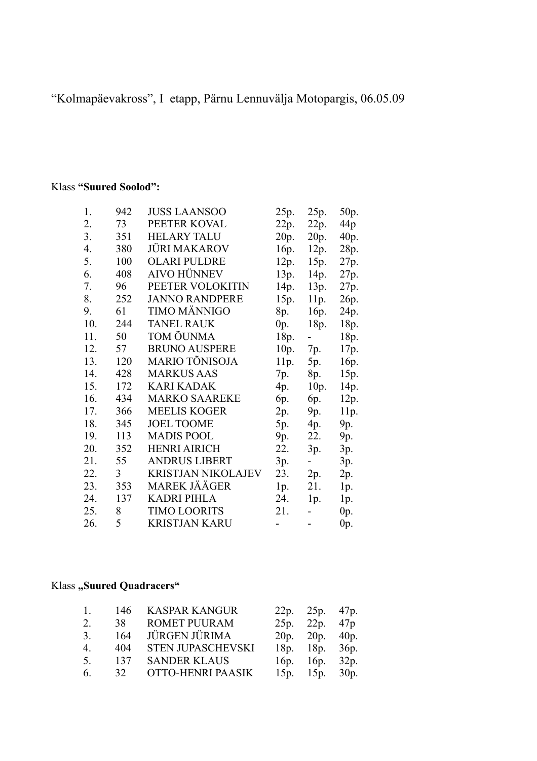“Kolmapäevakross”, I etapp, Pärnu Lennuvälja Motopargis, 06.05.09

Klass **“Suured Soolod”:**

| | | | | | |
|---|---|---|---|---|---|
| 1. | 942 | JUSS LAANSOO | 25p. | 25p. | 50p. |
| 2. | 73 | PEETER KOVAL | 22p. | 22p. | 44p |
| 3. | 351 | HELARY TALU | 20p. | 20p. | 40p. |
| 4. | 380 | JÜRI MAKAROV | 16p. | 12p. | 28p. |
| 5. | 100 | OLARI PULDRE | 12p. | 15p. | 27p. |
| 6. | 408 | AIVO HÜNNEV | 13p. | 14p. | 27p. |
| 7. | 96 | PEETER VOLOKITIN | 14p. | 13p. | 27p. |
| 8. | 252 | JANNO RANDPERE | 15p. | 11p. | 26p. |
| 9. | 61 | TIMO MÄNNIGO | 8p. | 16p. | 24p. |
| 10. | 244 | TANEL RAUK | 0p. | 18p. | 18p. |
| 11. | 50 | TOM ÕUNMA | 18p. | - | 18p. |
| 12. | 57 | BRUNO AUSPERE | 10p. | 7p. | 17p. |
| 13. | 120 | MARIO TÕNISOJA | 11p. | 5p. | 16p. |
| 14. | 428 | MARKUS AAS | 7p. | 8p. | 15p. |
| 15. | 172 | KARI KADAK | 4p. | 10p. | 14p. |
| 16. | 434 | MARKO SAAREKE | 6p. | 6p. | 12p. |
| 17. | 366 | MEELIS KOGER | 2p. | 9p. | 11p. |
| 18. | 345 | JOEL TOOME | 5p. | 4p. | 9p. |
| 19. | 113 | MADIS POOL | 9p. | 22. | 9p. |
| 20. | 352 | HENRI AIRICH | 22. | 3p. | 3p. |
| 21. | 55 | ANDRUS LIBERT | 3p. | - | 3p. |
| 22. | 3 | KRISTJAN NIKOLAJEV | 23. | 2p. | 2p. |
| 23. | 353 | MAREK JÄÄGER | 1p. | 21. | 1p. |
| 24. | 137 | KADRI PIHLA | 24. | 1p. | 1p. |
| 25. | 8 | TIMO LOORITS | 21. | - | 0p. |
| 26. | 5 | KRISTJAN KARU | - | - | 0p. |

Klass **„Suured Quadracers“**

| | | | | | |
|---|---|---|---|---|---|
| 1. | 146 | KASPAR KANGUR | 22p. | 25p. | 47p. |
| 2. | 38 | ROMET PUURAM | 25p. | 22p. | 47p |
| 3. | 164 | JÜRGEN JÜRIMA | 20p. | 20p. | 40p. |
| 4. | 404 | STEN JUPASCHEVSKI | 18p. | 18p. | 36p. |
| 5. | 137 | SANDER KLAUS | 16p. | 16p. | 32p. |
| 6. | 32 | OTTO-HENRI PAASIK | 15p. | 15p. | 30p. |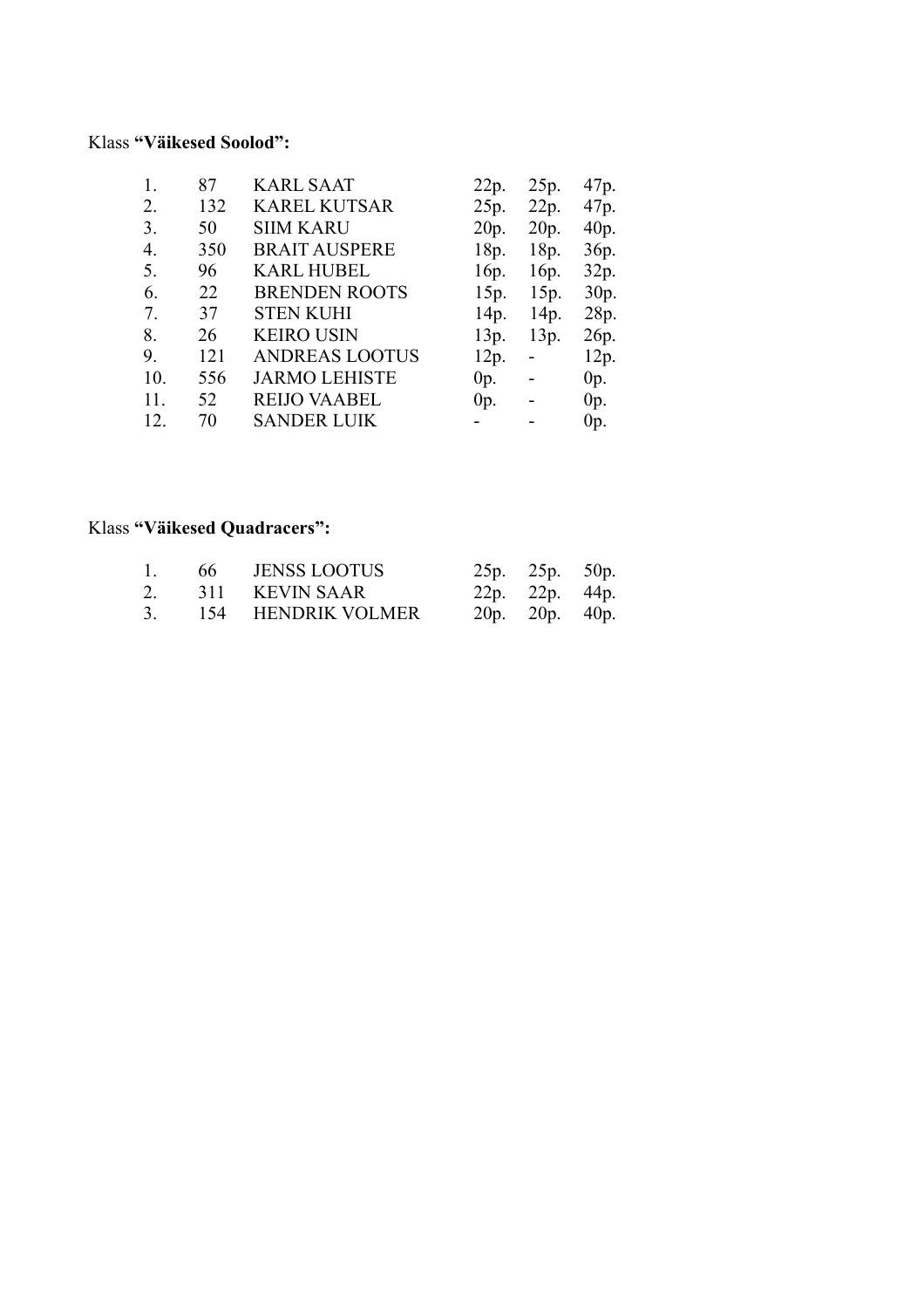Klass **“Väikesed Soolod”:**

| | | | | | |
|---|---|---|---|---|---|
| 1. | 87 | KARL SAAT | 22p. | 25p. | 47p. |
| 2. | 132 | KAREL KUTSAR | 25p. | 22p. | 47p. |
| 3. | 50 | SIIM KARU | 20p. | 20p. | 40p. |
| 4. | 350 | BRAIT AUSPERE | 18p. | 18p. | 36p. |
| 5. | 96 | KARL HUBEL | 16p. | 16p. | 32p. |
| 6. | 22 | BRENDEN ROOTS | 15p. | 15p. | 30p. |
| 7. | 37 | STEN KUHI | 14p. | 14p. | 28p. |
| 8. | 26 | KEIRO USIN | 13p. | 13p. | 26p. |
| 9. | 121 | ANDREAS LOOTUS | 12p. | - | 12p. |
| 10. | 556 | JARMO LEHISTE | 0p. | - | 0p. |
| 11. | 52 | REIJO VAABEL | 0p. | - | 0p. |
| 12. | 70 | SANDER LUIK | - | - | 0p. |

Klass **“Väikesed Quadracers”:**

| | | | | | |
|---|---|---|---|---|---|
| 1. | 66 | JENSS LOOTUS | 25p. | 25p. | 50p. |
| 2. | 311 | KEVIN SAAR | 22p. | 22p. | 44p. |
| 3. | 154 | HENDRIK VOLMER | 20p. | 20p. | 40p. |